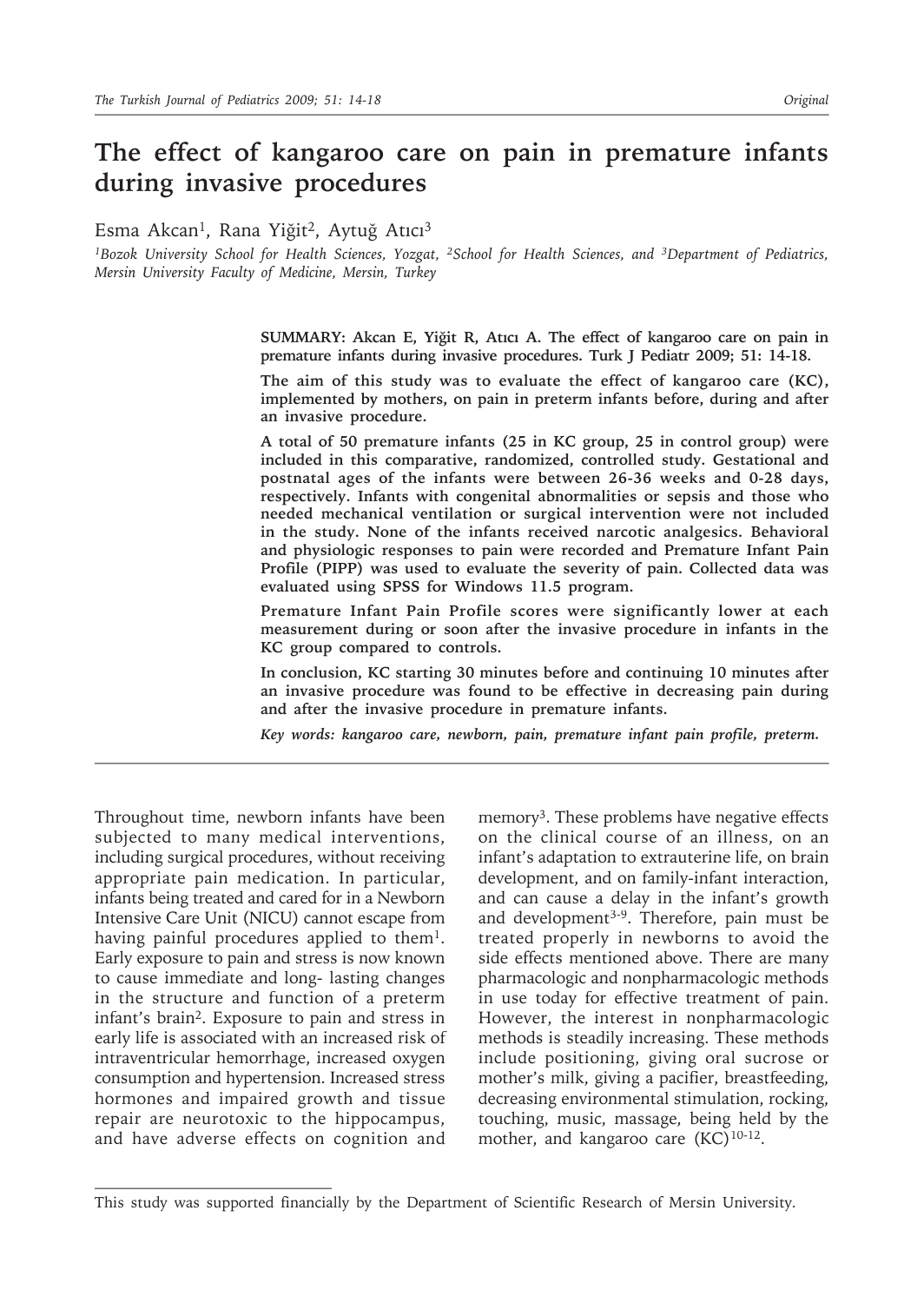# The effect of kangaroo care on pain in premature infants during invasive procedures

Esma Akcan[1], Rana Yiğit[2], Aytuğ Atıcı[3]

*[1]Bozok University School for Health Sciences, Yozgat, [2]School for Health Sciences, and [3]Department of Pediatrics, Mersin University Faculty of Medicine, Mersin, Turkey*

**SUMMARY: Akcan E, Yiğit R, Atıcı A. The effect of kangaroo care on pain in premature infants during invasive procedures. Turk J Pediatr 2009; 51: 14-18.**

**The aim of this study was to evaluate the effect of kangaroo care (KC), implemented by mothers, on pain in preterm infants before, during and after an invasive procedure.**

**A total of 50 premature infants (25 in KC group, 25 in control group) were included in this comparative, randomized, controlled study. Gestational and postnatal ages of the infants were between 26-36 weeks and 0-28 days, respectively. Infants with congenital abnormalities or sepsis and those who needed mechanical ventilation or surgical intervention were not included in the study. None of the infants received narcotic analgesics. Behavioral and physiologic responses to pain were recorded and Premature Infant Pain Profile (PIPP) was used to evaluate the severity of pain. Collected data was evaluated using SPSS for Windows 11.5 program.**

**Premature Infant Pain Profile scores were significantly lower at each measurement during or soon after the invasive procedure in infants in the KC group compared to controls.**

**In conclusion, KC starting 30 minutes before and continuing 10 minutes after an invasive procedure was found to be effective in decreasing pain during and after the invasive procedure in premature infants.**

***Key words: kangaroo care, newborn, pain, premature infant pain profile, preterm.***

Throughout time, newborn infants have been subjected to many medical interventions, including surgical procedures, without receiving appropriate pain medication. In particular, infants being treated and cared for in a Newborn Intensive Care Unit (NICU) cannot escape from having painful procedures applied to them[1]. Early exposure to pain and stress is now known to cause immediate and long- lasting changes in the structure and function of a preterm infant's brain[2]. Exposure to pain and stress in early life is associated with an increased risk of intraventricular hemorrhage, increased oxygen consumption and hypertension. Increased stress hormones and impaired growth and tissue repair are neurotoxic to the hippocampus, and have adverse effects on cognition and memory[3]. These problems have negative effects on the clinical course of an illness, on an infant's adaptation to extrauterine life, on brain development, and on family-infant interaction, and can cause a delay in the infant's growth and development[3-9]. Therefore, pain must be treated properly in newborns to avoid the side effects mentioned above. There are many pharmacologic and nonpharmacologic methods in use today for effective treatment of pain. However, the interest in nonpharmacologic methods is steadily increasing. These methods include positioning, giving oral sucrose or mother's milk, giving a pacifier, breastfeeding, decreasing environmental stimulation, rocking, touching, music, massage, being held by the mother, and kangaroo care (KC)[10-12].

This study was supported financially by the Department of Scientific Research of Mersin University.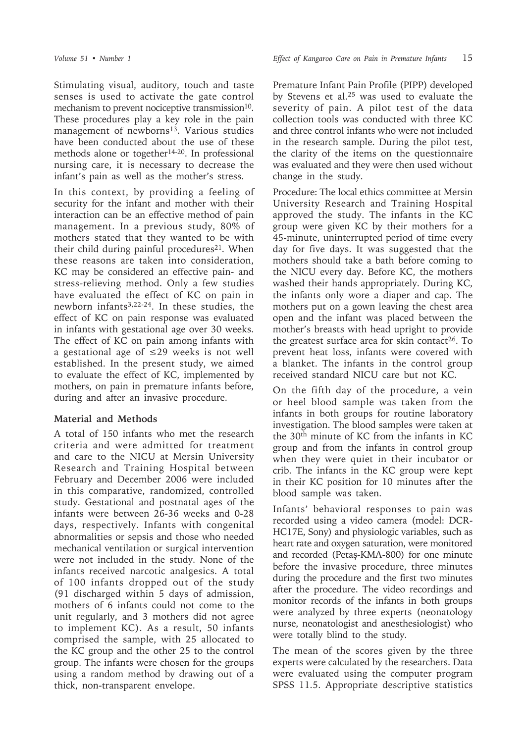Stimulating visual, auditory, touch and taste senses is used to activate the gate control mechanism to prevent nociceptive transmission[10]. These procedures play a key role in the pain management of newborns[13]. Various studies have been conducted about the use of these methods alone or together[14-20]. In professional nursing care, it is necessary to decrease the infant's pain as well as the mother's stress.

In this context, by providing a feeling of security for the infant and mother with their interaction can be an effective method of pain management. In a previous study, 80% of mothers stated that they wanted to be with their child during painful procedures[21]. When these reasons are taken into consideration, KC may be considered an effective pain- and stress-relieving method. Only a few studies have evaluated the effect of KC on pain in newborn infants[3,22-24]. In these studies, the effect of KC on pain response was evaluated in infants with gestational age over 30 weeks. The effect of KC on pain among infants with a gestational age of ≤29 weeks is not well established. In the present study, we aimed to evaluate the effect of KC, implemented by mothers, on pain in premature infants before, during and after an invasive procedure.

## Material and Methods

A total of 150 infants who met the research criteria and were admitted for treatment and care to the NICU at Mersin University Research and Training Hospital between February and December 2006 were included in this comparative, randomized, controlled study. Gestational and postnatal ages of the infants were between 26-36 weeks and 0-28 days, respectively. Infants with congenital abnormalities or sepsis and those who needed mechanical ventilation or surgical intervention were not included in the study. None of the infants received narcotic analgesics. A total of 100 infants dropped out of the study (91 discharged within 5 days of admission, mothers of 6 infants could not come to the unit regularly, and 3 mothers did not agree to implement KC). As a result, 50 infants comprised the sample, with 25 allocated to the KC group and the other 25 to the control group. The infants were chosen for the groups using a random method by drawing out of a thick, non-transparent envelope.

Premature Infant Pain Profile (PIPP) developed by Stevens et al.[25] was used to evaluate the severity of pain. A pilot test of the data collection tools was conducted with three KC and three control infants who were not included in the research sample. During the pilot test, the clarity of the items on the questionnaire was evaluated and they were then used without change in the study.

Procedure: The local ethics committee at Mersin University Research and Training Hospital approved the study. The infants in the KC group were given KC by their mothers for a 45-minute, uninterrupted period of time every day for five days. It was suggested that the mothers should take a bath before coming to the NICU every day. Before KC, the mothers washed their hands appropriately. During KC, the infants only wore a diaper and cap. The mothers put on a gown leaving the chest area open and the infant was placed between the mother's breasts with head upright to provide the greatest surface area for skin contact[26]. To prevent heat loss, infants were covered with a blanket. The infants in the control group received standard NICU care but not KC.

On the fifth day of the procedure, a vein or heel blood sample was taken from the infants in both groups for routine laboratory investigation. The blood samples were taken at the 30th minute of KC from the infants in KC group and from the infants in control group when they were quiet in their incubator or crib. The infants in the KC group were kept in their KC position for 10 minutes after the blood sample was taken.

Infants' behavioral responses to pain was recorded using a video camera (model: DCR-HC17E, Sony) and physiologic variables, such as heart rate and oxygen saturation, were monitored and recorded (Petaş-KMA-800) for one minute before the invasive procedure, three minutes during the procedure and the first two minutes after the procedure. The video recordings and monitor records of the infants in both groups were analyzed by three experts (neonatology nurse, neonatologist and anesthesiologist) who were totally blind to the study.

The mean of the scores given by the three experts were calculated by the researchers. Data were evaluated using the computer program SPSS 11.5. Appropriate descriptive statistics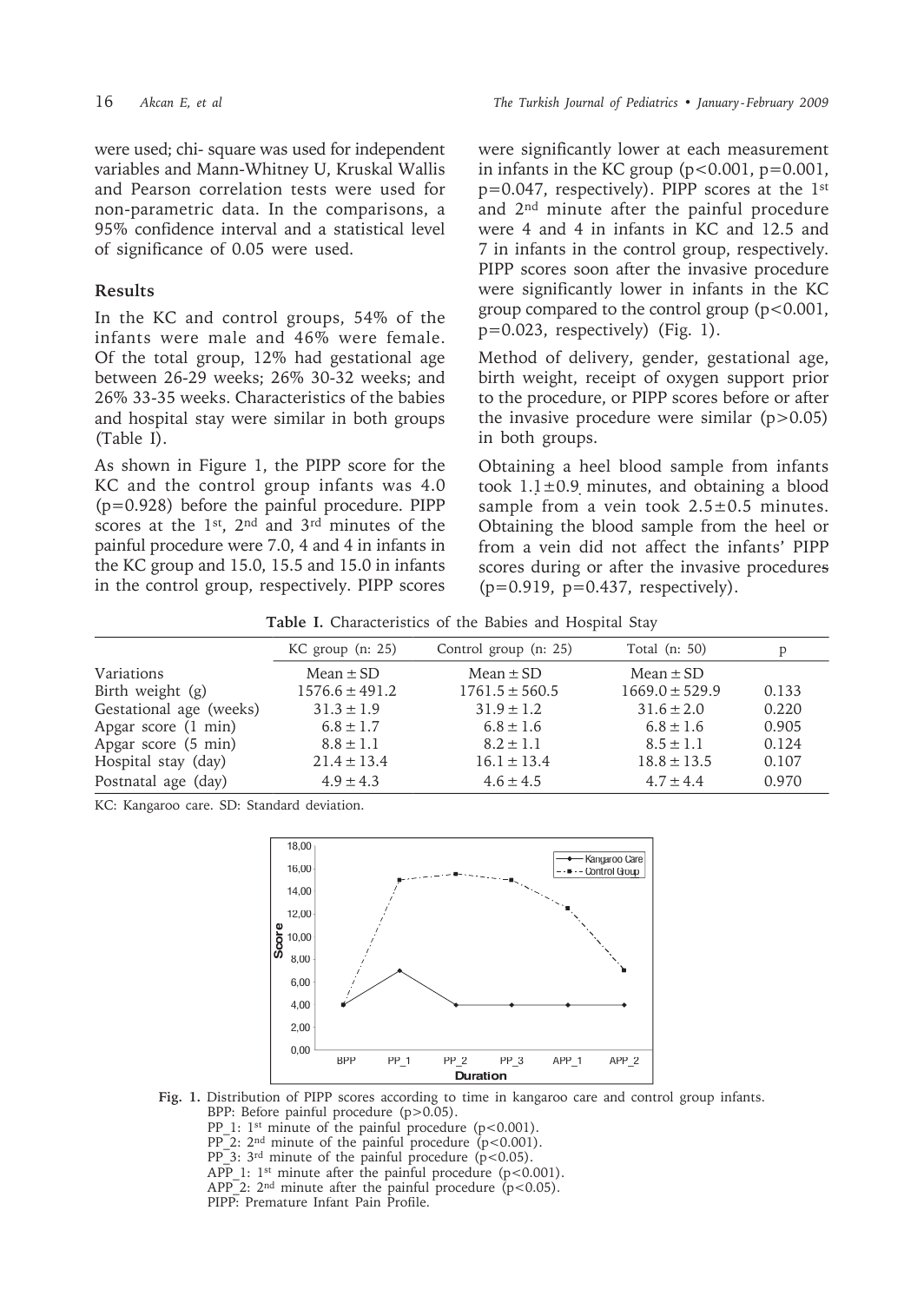were used; chi- square was used for independent variables and Mann-Whitney U, Kruskal Wallis and Pearson correlation tests were used for non-parametric data. In the comparisons, a 95% confidence interval and a statistical level of significance of 0.05 were used.

## Results

In the KC and control groups, 54% of the infants were male and 46% were female. Of the total group, 12% had gestational age between 26-29 weeks; 26% 30-32 weeks; and 26% 33-35 weeks. Characteristics of the babies and hospital stay were similar in both groups (Table I).

As shown in Figure 1, the PIPP score for the KC and the control group infants was 4.0 ($p=0.928$) before the painful procedure. PIPP scores at the 1st, 2nd and 3rd minutes of the painful procedure were 7.0, 4 and 4 in infants in the KC group and 15.0, 15.5 and 15.0 in infants in the control group, respectively. PIPP scores were significantly lower at each measurement in infants in the KC group ($p<0.001$, $p=0.001$, $p=0.047$, respectively). PIPP scores at the 1st and 2nd minute after the painful procedure were 4 and 4 in infants in KC and 12.5 and 7 in infants in the control group, respectively. PIPP scores soon after the invasive procedure were significantly lower in infants in the KC group compared to the control group ($p<0.001$, $p=0.023$, respectively) (Fig. 1).

Method of delivery, gender, gestational age, birth weight, receipt of oxygen support prior to the procedure, or PIPP scores before or after the invasive procedure were similar ($p>0.05$) in both groups.

Obtaining a heel blood sample from infants took $1.1\pm0.9$ minutes, and obtaining a blood sample from a vein took $2.5\pm0.5$ minutes. Obtaining the blood sample from the heel or from a vein did not affect the infants' PIPP scores during or after the invasive procedures ($p=0.919$, $p=0.437$, respectively).

**Table I.** Characteristics of the Babies and Hospital Stay

| | KC group (n: 25) | Control group (n: 25) | Total (n: 50) | p |
|---|---|---|---|---|
| Variations | Mean ± SD | Mean ± SD | Mean ± SD | |
| Birth weight (g) | 1576.6 ± 491.2 | 1761.5 ± 560.5 | 1669.0 ± 529.9 | 0.133 |
| Gestational age (weeks) | 31.3 ± 1.9 | 31.9 ± 1.2 | 31.6 ± 2.0 | 0.220 |
| Apgar score (1 min) | 6.8 ± 1.7 | 6.8 ± 1.6 | 6.8 ± 1.6 | 0.905 |
| Apgar score (5 min) | 8.8 ± 1.1 | 8.2 ± 1.1 | 8.5 ± 1.1 | 0.124 |
| Hospital stay (day) | 21.4 ± 13.4 | 16.1 ± 13.4 | 18.8 ± 13.5 | 0.107 |
| Postnatal age (day) | 4.9 ± 4.3 | 4.6 ± 4.5 | 4.7 ± 4.4 | 0.970 |

KC: Kangaroo care. SD: Standard deviation.

**Fig. 1.** Distribution of PIPP scores according to time in kangaroo care and control group infants.
BPP: Before painful procedure ($p>0.05$).
PP_1: 1st minute of the painful procedure ($p<0.001$).
PP_2: 2nd minute of the painful procedure ($p<0.001$).
PP_3: 3rd minute of the painful procedure ($p<0.05$).
APP_1: 1st minute after the painful procedure ($p<0.001$).
APP_2: 2nd minute after the painful procedure ($p<0.05$).
PIPP: Premature Infant Pain Profile.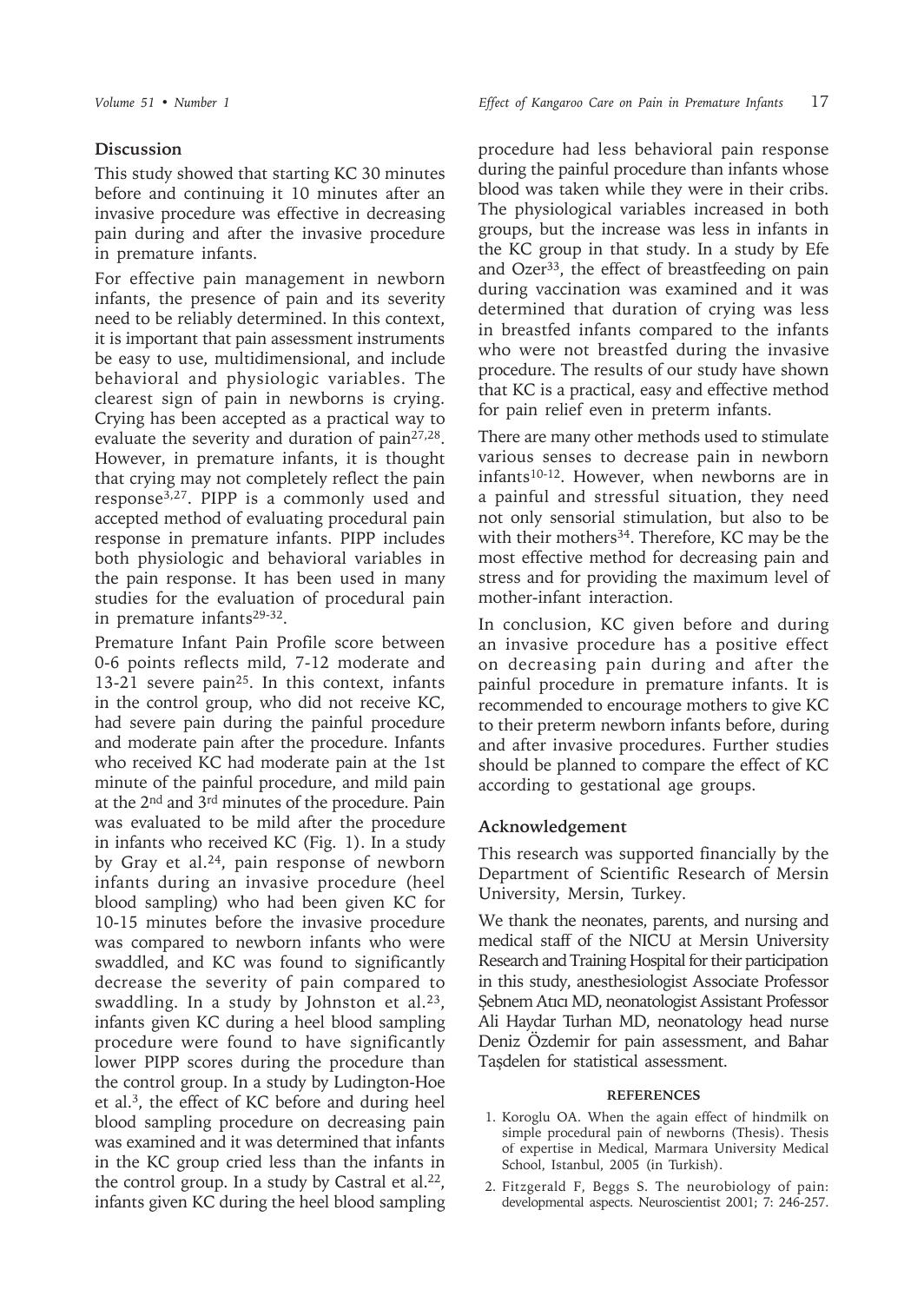## Discussion

This study showed that starting KC 30 minutes before and continuing it 10 minutes after an invasive procedure was effective in decreasing pain during and after the invasive procedure in premature infants.

For effective pain management in newborn infants, the presence of pain and its severity need to be reliably determined. In this context, it is important that pain assessment instruments be easy to use, multidimensional, and include behavioral and physiologic variables. The clearest sign of pain in newborns is crying. Crying has been accepted as a practical way to evaluate the severity and duration of pain[27,28]. However, in premature infants, it is thought that crying may not completely reflect the pain response[3,27]. PIPP is a commonly used and accepted method of evaluating procedural pain response in premature infants. PIPP includes both physiologic and behavioral variables in the pain response. It has been used in many studies for the evaluation of procedural pain in premature infants[29-32].

Premature Infant Pain Profile score between 0-6 points reflects mild, 7-12 moderate and 13-21 severe pain[25]. In this context, infants in the control group, who did not receive KC, had severe pain during the painful procedure and moderate pain after the procedure. Infants who received KC had moderate pain at the 1st minute of the painful procedure, and mild pain at the 2nd and 3rd minutes of the procedure. Pain was evaluated to be mild after the procedure in infants who received KC (Fig. 1). In a study by Gray et al.[24], pain response of newborn infants during an invasive procedure (heel blood sampling) who had been given KC for 10-15 minutes before the invasive procedure was compared to newborn infants who were swaddled, and KC was found to significantly decrease the severity of pain compared to swaddling. In a study by Johnston et al.[23], infants given KC during a heel blood sampling procedure were found to have significantly lower PIPP scores during the procedure than the control group. In a study by Ludington-Hoe et al.[3], the effect of KC before and during heel blood sampling procedure on decreasing pain was examined and it was determined that infants in the KC group cried less than the infants in the control group. In a study by Castral et al.[22], infants given KC during the heel blood sampling procedure had less behavioral pain response during the painful procedure than infants whose blood was taken while they were in their cribs. The physiological variables increased in both groups, but the increase was less in infants in the KC group in that study. In a study by Efe and Ozer[33], the effect of breastfeeding on pain during vaccination was examined and it was determined that duration of crying was less in breastfed infants compared to the infants who were not breastfed during the invasive procedure. The results of our study have shown that KC is a practical, easy and effective method for pain relief even in preterm infants.

There are many other methods used to stimulate various senses to decrease pain in newborn infants[10-12]. However, when newborns are in a painful and stressful situation, they need not only sensorial stimulation, but also to be with their mothers[34]. Therefore, KC may be the most effective method for decreasing pain and stress and for providing the maximum level of mother-infant interaction.

In conclusion, KC given before and during an invasive procedure has a positive effect on decreasing pain during and after the painful procedure in premature infants. It is recommended to encourage mothers to give KC to their preterm newborn infants before, during and after invasive procedures. Further studies should be planned to compare the effect of KC according to gestational age groups.

## Acknowledgement

This research was supported financially by the Department of Scientific Research of Mersin University, Mersin, Turkey.

We thank the neonates, parents, and nursing and medical staff of the NICU at Mersin University Research and Training Hospital for their participation in this study, anesthesiologist Associate Professor Şebnem Atıcı MD, neonatologist Assistant Professor Ali Haydar Turhan MD, neonatology head nurse Deniz Özdemir for pain assessment, and Bahar Taşdelen for statistical assessment.

### REFERENCES

1. Koroglu OA. When the again effect of hindmilk on simple procedural pain of newborns (Thesis). Thesis of expertise in Medical, Marmara University Medical School, Istanbul, 2005 (in Turkish).
2. Fitzgerald F, Beggs S. The neurobiology of pain: developmental aspects. Neuroscientist 2001; 7: 246-257.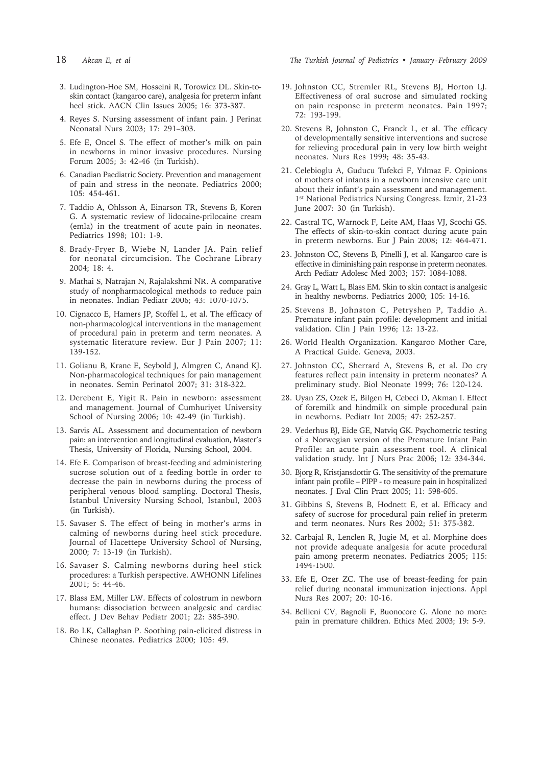3. Ludington-Hoe SM, Hosseini R, Torowicz DL. Skin-to-skin contact (kangaroo care), analgesia for preterm infant heel stick. AACN Clin Issues 2005; 16: 373-387.
4. Reyes S. Nursing assessment of infant pain. J Perinat Neonatal Nurs 2003; 17: 291–303.
5. Efe E, Oncel S. The effect of mother's milk on pain in newborns in minor invasive procedures. Nursing Forum 2005; 3: 42-46 (in Turkish).
6. Canadian Paediatric Society. Prevention and management of pain and stress in the neonate. Pediatrics 2000; 105: 454-461.
7. Taddio A, Ohlsson A, Einarson TR, Stevens B, Koren G. A systematic review of lidocaine-prilocaine cream (emla) in the treatment of acute pain in neonates. Pediatrics 1998; 101: 1-9.
8. Brady-Fryer B, Wiebe N, Lander JA. Pain relief for neonatal circumcision. The Cochrane Library 2004; 18: 4.
9. Mathai S, Natrajan N, Rajalakshmi NR. A comparative study of nonpharmacological methods to reduce pain in neonates. Indian Pediatr 2006; 43: 1070-1075.
10. Cignacco E, Hamers JP, Stoffel L, et al. The efficacy of non-pharmacological interventions in the management of procedural pain in preterm and term neonates. A systematic literature review. Eur J Pain 2007; 11: 139-152.
11. Golianu B, Krane E, Seybold J, Almgren C, Anand KJ. Non-pharmacological techniques for pain management in neonates. Semin Perinatol 2007; 31: 318-322.
12. Derebent E, Yigit R. Pain in newborn: assessment and management. Journal of Cumhuriyet University School of Nursing 2006; 10: 42-49 (in Turkish).
13. Sarvis AL. Assessment and documentation of newborn pain: an intervention and longitudinal evaluation, Master's Thesis, University of Florida, Nursing School, 2004.
14. Efe E. Comparison of breast-feeding and administering sucrose solution out of a feeding bottle in order to decrease the pain in newborns during the process of peripheral venous blood sampling. Doctoral Thesis, Istanbul University Nursing School, Istanbul, 2003 (in Turkish).
15. Savaser S. The effect of being in mother's arms in calming of newborns during heel stick procedure. Journal of Hacettepe University School of Nursing, 2000; 7: 13-19 (in Turkish).
16. Savaser S. Calming newborns during heel stick procedures: a Turkish perspective. AWHONN Lifelines 2001; 5: 44-46.
17. Blass EM, Miller LW. Effects of colostrum in newborn humans: dissociation between analgesic and cardiac effect. J Dev Behav Pediatr 2001; 22: 385-390.
18. Bo LK, Callaghan P. Soothing pain-elicited distress in Chinese neonates. Pediatrics 2000; 105: 49.
19. Johnston CC, Stremler RL, Stevens BJ, Horton LJ. Effectiveness of oral sucrose and simulated rocking on pain response in preterm neonates. Pain 1997; 72: 193-199.
20. Stevens B, Johnston C, Franck L, et al. The efficacy of developmentally sensitive interventions and sucrose for relieving procedural pain in very low birth weight neonates. Nurs Res 1999; 48: 35-43.
21. Celebioglu A, Guducu Tufekci F, Yılmaz F. Opinions of mothers of infants in a newborn intensive care unit about their infant's pain assessment and management. 1st National Pediatrics Nursing Congress. Izmir, 21-23 June 2007: 30 (in Turkish).
22. Castral TC, Warnock F, Leite AM, Haas VJ, Scochi GS. The effects of skin-to-skin contact during acute pain in preterm newborns. Eur J Pain 2008; 12: 464-471.
23. Johnston CC, Stevens B, Pinelli J, et al. Kangaroo care is effective in diminishing pain response in preterm neonates. Arch Pediatr Adolesc Med 2003; 157: 1084-1088.
24. Gray L, Watt L, Blass EM. Skin to skin contact is analgesic in healthy newborns. Pediatrics 2000; 105: 14-16.
25. Stevens B, Johnston C, Petryshen P, Taddio A. Premature infant pain profile: development and initial validation. Clin J Pain 1996; 12: 13-22.
26. World Health Organization. Kangaroo Mother Care, A Practical Guide. Geneva, 2003.
27. Johnston CC, Sherrard A, Stevens B, et al. Do cry features reflect pain intensity in preterm neonates? A preliminary study. Biol Neonate 1999; 76: 120-124.
28. Uyan ZS, Ozek E, Bilgen H, Cebeci D, Akman I. Effect of foremilk and hindmilk on simple procedural pain in newborns. Pediatr Int 2005; 47: 252-257.
29. Vederhus BJ, Eide GE, Natviq GK. Psychometric testing of a Norwegian version of the Premature Infant Pain Profile: an acute pain assessment tool. A clinical validation study. Int J Nurs Prac 2006; 12: 334-344.
30. Bjorg R, Kristjansdottir G. The sensitivity of the premature infant pain profile – PIPP - to measure pain in hospitalized neonates. J Eval Clin Pract 2005; 11: 598-605.
31. Gibbins S, Stevens B, Hodnett E, et al. Efficacy and safety of sucrose for procedural pain relief in preterm and term neonates. Nurs Res 2002; 51: 375-382.
32. Carbajal R, Lenclen R, Jugie M, et al. Morphine does not provide adequate analgesia for acute procedural pain among preterm neonates. Pediatrics 2005; 115: 1494-1500.
33. Efe E, Ozer ZC. The use of breast-feeding for pain relief during neonatal immunization injections. Appl Nurs Res 2007; 20: 10-16.
34. Bellieni CV, Bagnoli F, Buonocore G. Alone no more: pain in premature children. Ethics Med 2003; 19: 5-9.